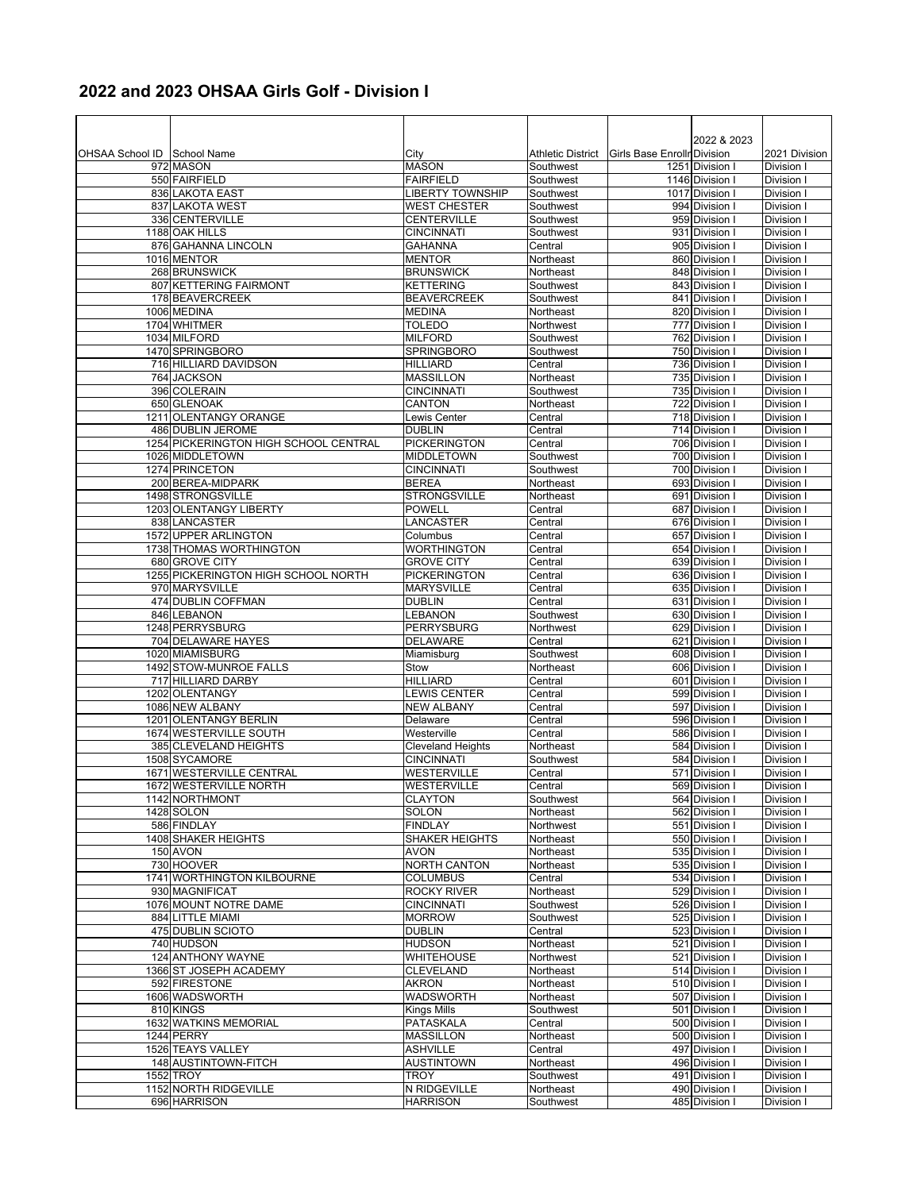## 2022 and 2023 OHSAA Girls Golf - Division I

| OHSAA School ID | School Name | City | Athletic District | Girls Base Enrollr | 2022 & 2023 Division | 2021 Division |
|---|---|---|---|---|---|---|
| 972 | MASON | MASON | Southwest | 1251 | Division I | Division I |
| 550 | FAIRFIELD | FAIRFIELD | Southwest | 1146 | Division I | Division I |
| 836 | LAKOTA EAST | LIBERTY TOWNSHIP | Southwest | 1017 | Division I | Division I |
| 837 | LAKOTA WEST | WEST CHESTER | Southwest | 994 | Division I | Division I |
| 336 | CENTERVILLE | CENTERVILLE | Southwest | 959 | Division I | Division I |
| 1188 | OAK HILLS | CINCINNATI | Southwest | 931 | Division I | Division I |
| 876 | GAHANNA LINCOLN | GAHANNA | Central | 905 | Division I | Division I |
| 1016 | MENTOR | MENTOR | Northeast | 860 | Division I | Division I |
| 268 | BRUNSWICK | BRUNSWICK | Northeast | 848 | Division I | Division I |
| 807 | KETTERING FAIRMONT | KETTERING | Southwest | 843 | Division I | Division I |
| 178 | BEAVERCREEK | BEAVERCREEK | Southwest | 841 | Division I | Division I |
| 1006 | MEDINA | MEDINA | Northeast | 820 | Division I | Division I |
| 1704 | WHITMER | TOLEDO | Northwest | 777 | Division I | Division I |
| 1034 | MILFORD | MILFORD | Southwest | 762 | Division I | Division I |
| 1470 | SPRINGBORO | SPRINGBORO | Southwest | 750 | Division I | Division I |
| 716 | HILLIARD DAVIDSON | HILLIARD | Central | 736 | Division I | Division I |
| 764 | JACKSON | MASSILLON | Northeast | 735 | Division I | Division I |
| 396 | COLERAIN | CINCINNATI | Southwest | 735 | Division I | Division I |
| 650 | GLENOAK | CANTON | Northeast | 722 | Division I | Division I |
| 1211 | OLENTANGY ORANGE | Lewis Center | Central | 718 | Division I | Division I |
| 486 | DUBLIN JEROME | DUBLIN | Central | 714 | Division I | Division I |
| 1254 | PICKERINGTON HIGH SCHOOL CENTRAL | PICKERINGTON | Central | 706 | Division I | Division I |
| 1026 | MIDDLETOWN | MIDDLETOWN | Southwest | 700 | Division I | Division I |
| 1274 | PRINCETON | CINCINNATI | Southwest | 700 | Division I | Division I |
| 200 | BEREA-MIDPARK | BEREA | Northeast | 693 | Division I | Division I |
| 1498 | STRONGSVILLE | STRONGSVILLE | Northeast | 691 | Division I | Division I |
| 1203 | OLENTANGY LIBERTY | POWELL | Central | 687 | Division I | Division I |
| 838 | LANCASTER | LANCASTER | Central | 676 | Division I | Division I |
| 1572 | UPPER ARLINGTON | Columbus | Central | 657 | Division I | Division I |
| 1738 | THOMAS WORTHINGTON | WORTHINGTON | Central | 654 | Division I | Division I |
| 680 | GROVE CITY | GROVE CITY | Central | 639 | Division I | Division I |
| 1255 | PICKERINGTON HIGH SCHOOL NORTH | PICKERINGTON | Central | 636 | Division I | Division I |
| 970 | MARYSVILLE | MARYSVILLE | Central | 635 | Division I | Division I |
| 474 | DUBLIN COFFMAN | DUBLIN | Central | 631 | Division I | Division I |
| 846 | LEBANON | LEBANON | Southwest | 630 | Division I | Division I |
| 1248 | PERRYSBURG | PERRYSBURG | Northwest | 629 | Division I | Division I |
| 704 | DELAWARE HAYES | DELAWARE | Central | 621 | Division I | Division I |
| 1020 | MIAMISBURG | Miamisburg | Southwest | 608 | Division I | Division I |
| 1492 | STOW-MUNROE FALLS | Stow | Northeast | 606 | Division I | Division I |
| 717 | HILLIARD DARBY | HILLIARD | Central | 601 | Division I | Division I |
| 1202 | OLENTANGY | LEWIS CENTER | Central | 599 | Division I | Division I |
| 1086 | NEW ALBANY | NEW ALBANY | Central | 597 | Division I | Division I |
| 1201 | OLENTANGY BERLIN | Delaware | Central | 596 | Division I | Division I |
| 1674 | WESTERVILLE SOUTH | Westerville | Central | 586 | Division I | Division I |
| 385 | CLEVELAND HEIGHTS | Cleveland Heights | Northeast | 584 | Division I | Division I |
| 1508 | SYCAMORE | CINCINNATI | Southwest | 584 | Division I | Division I |
| 1671 | WESTERVILLE CENTRAL | WESTERVILLE | Central | 571 | Division I | Division I |
| 1672 | WESTERVILLE NORTH | WESTERVILLE | Central | 569 | Division I | Division I |
| 1142 | NORTHMONT | CLAYTON | Southwest | 564 | Division I | Division I |
| 1428 | SOLON | SOLON | Northeast | 562 | Division I | Division I |
| 586 | FINDLAY | FINDLAY | Northwest | 551 | Division I | Division I |
| 1408 | SHAKER HEIGHTS | SHAKER HEIGHTS | Northeast | 550 | Division I | Division I |
| 150 | AVON | AVON | Northeast | 535 | Division I | Division I |
| 730 | HOOVER | NORTH CANTON | Northeast | 535 | Division I | Division I |
| 1741 | WORTHINGTON KILBOURNE | COLUMBUS | Central | 534 | Division I | Division I |
| 930 | MAGNIFICAT | ROCKY RIVER | Northeast | 529 | Division I | Division I |
| 1076 | MOUNT NOTRE DAME | CINCINNATI | Southwest | 526 | Division I | Division I |
| 884 | LITTLE MIAMI | MORROW | Southwest | 525 | Division I | Division I |
| 475 | DUBLIN SCIOTO | DUBLIN | Central | 523 | Division I | Division I |
| 740 | HUDSON | HUDSON | Northeast | 521 | Division I | Division I |
| 124 | ANTHONY WAYNE | WHITEHOUSE | Northwest | 521 | Division I | Division I |
| 1366 | ST JOSEPH ACADEMY | CLEVELAND | Northeast | 514 | Division I | Division I |
| 592 | FIRESTONE | AKRON | Northeast | 510 | Division I | Division I |
| 1606 | WADSWORTH | WADSWORTH | Northeast | 507 | Division I | Division I |
| 810 | KINGS | Kings Mills | Southwest | 501 | Division I | Division I |
| 1632 | WATKINS MEMORIAL | PATASKALA | Central | 500 | Division I | Division I |
| 1244 | PERRY | MASSILLON | Northeast | 500 | Division I | Division I |
| 1526 | TEAYS VALLEY | ASHVILLE | Central | 497 | Division I | Division I |
| 148 | AUSTINTOWN-FITCH | AUSTINTOWN | Northeast | 496 | Division I | Division I |
| 1552 | TROY | TROY | Southwest | 491 | Division I | Division I |
| 1152 | NORTH RIDGEVILLE | N RIDGEVILLE | Northeast | 490 | Division I | Division I |
| 696 | HARRISON | HARRISON | Southwest | 485 | Division I | Division I |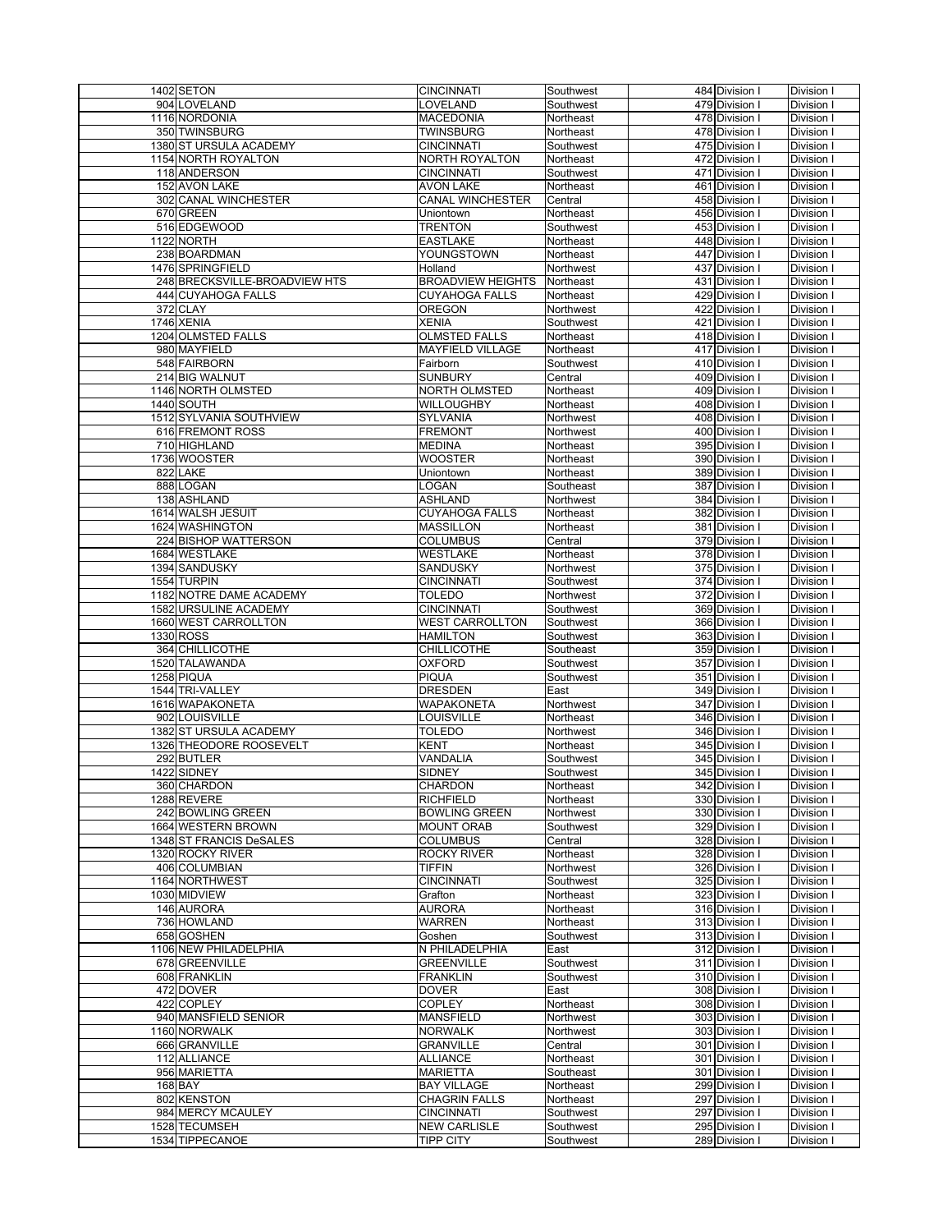| | | | | | | |
|---|---|---|---|---|---|---|
| 1402 | SETON | CINCINNATI | Southwest | 484 | Division I | Division I |
| 904 | LOVELAND | LOVELAND | Southwest | 479 | Division I | Division I |
| 1116 | NORDONIA | MACEDONIA | Northeast | 478 | Division I | Division I |
| 350 | TWINSBURG | TWINSBURG | Northeast | 478 | Division I | Division I |
| 1380 | ST URSULA ACADEMY | CINCINNATI | Southwest | 475 | Division I | Division I |
| 1154 | NORTH ROYALTON | NORTH ROYALTON | Northeast | 472 | Division I | Division I |
| 118 | ANDERSON | CINCINNATI | Southwest | 471 | Division I | Division I |
| 152 | AVON LAKE | AVON LAKE | Northeast | 461 | Division I | Division I |
| 302 | CANAL WINCHESTER | CANAL WINCHESTER | Central | 458 | Division I | Division I |
| 670 | GREEN | Uniontown | Northeast | 456 | Division I | Division I |
| 516 | EDGEWOOD | TRENTON | Southwest | 453 | Division I | Division I |
| 1122 | NORTH | EASTLAKE | Northeast | 448 | Division I | Division I |
| 238 | BOARDMAN | YOUNGSTOWN | Northeast | 447 | Division I | Division I |
| 1476 | SPRINGFIELD | Holland | Northwest | 437 | Division I | Division I |
| 248 | BRECKSVILLE-BROADVIEW HTS | BROADVIEW HEIGHTS | Northeast | 431 | Division I | Division I |
| 444 | CUYAHOGA FALLS | CUYAHOGA FALLS | Northeast | 429 | Division I | Division I |
| 372 | CLAY | OREGON | Northwest | 422 | Division I | Division I |
| 1746 | XENIA | XENIA | Southwest | 421 | Division I | Division I |
| 1204 | OLMSTED FALLS | OLMSTED FALLS | Northeast | 418 | Division I | Division I |
| 980 | MAYFIELD | MAYFIELD VILLAGE | Northeast | 417 | Division I | Division I |
| 548 | FAIRBORN | Fairborn | Southwest | 410 | Division I | Division I |
| 214 | BIG WALNUT | SUNBURY | Central | 409 | Division I | Division I |
| 1146 | NORTH OLMSTED | NORTH OLMSTED | Northeast | 409 | Division I | Division I |
| 1440 | SOUTH | WILLOUGHBY | Northeast | 408 | Division I | Division I |
| 1512 | SYLVANIA SOUTHVIEW | SYLVANIA | Northwest | 408 | Division I | Division I |
| 616 | FREMONT ROSS | FREMONT | Northwest | 400 | Division I | Division I |
| 710 | HIGHLAND | MEDINA | Northeast | 395 | Division I | Division I |
| 1736 | WOOSTER | WOOSTER | Northeast | 390 | Division I | Division I |
| 822 | LAKE | Uniontown | Northeast | 389 | Division I | Division I |
| 888 | LOGAN | LOGAN | Southeast | 387 | Division I | Division I |
| 138 | ASHLAND | ASHLAND | Northwest | 384 | Division I | Division I |
| 1614 | WALSH JESUIT | CUYAHOGA FALLS | Northeast | 382 | Division I | Division I |
| 1624 | WASHINGTON | MASSILLON | Northeast | 381 | Division I | Division I |
| 224 | BISHOP WATTERSON | COLUMBUS | Central | 379 | Division I | Division I |
| 1684 | WESTLAKE | WESTLAKE | Northeast | 378 | Division I | Division I |
| 1394 | SANDUSKY | SANDUSKY | Northwest | 375 | Division I | Division I |
| 1554 | TURPIN | CINCINNATI | Southwest | 374 | Division I | Division I |
| 1182 | NOTRE DAME ACADEMY | TOLEDO | Northwest | 372 | Division I | Division I |
| 1582 | URSULINE ACADEMY | CINCINNATI | Southwest | 369 | Division I | Division I |
| 1660 | WEST CARROLLTON | WEST CARROLLTON | Southwest | 366 | Division I | Division I |
| 1330 | ROSS | HAMILTON | Southwest | 363 | Division I | Division I |
| 364 | CHILLICOTHE | CHILLICOTHE | Southeast | 359 | Division I | Division I |
| 1520 | TALAWANDA | OXFORD | Southwest | 357 | Division I | Division I |
| 1258 | PIQUA | PIQUA | Southwest | 351 | Division I | Division I |
| 1544 | TRI-VALLEY | DRESDEN | East | 349 | Division I | Division I |
| 1616 | WAPAKONETA | WAPAKONETA | Northwest | 347 | Division I | Division I |
| 902 | LOUISVILLE | LOUISVILLE | Northeast | 346 | Division I | Division I |
| 1382 | ST URSULA ACADEMY | TOLEDO | Northwest | 346 | Division I | Division I |
| 1326 | THEODORE ROOSEVELT | KENT | Northeast | 345 | Division I | Division I |
| 292 | BUTLER | VANDALIA | Southwest | 345 | Division I | Division I |
| 1422 | SIDNEY | SIDNEY | Southwest | 345 | Division I | Division I |
| 360 | CHARDON | CHARDON | Northeast | 342 | Division I | Division I |
| 1288 | REVERE | RICHFIELD | Northeast | 330 | Division I | Division I |
| 242 | BOWLING GREEN | BOWLING GREEN | Northwest | 330 | Division I | Division I |
| 1664 | WESTERN BROWN | MOUNT ORAB | Southwest | 329 | Division I | Division I |
| 1348 | ST FRANCIS DeSALES | COLUMBUS | Central | 328 | Division I | Division I |
| 1320 | ROCKY RIVER | ROCKY RIVER | Northeast | 328 | Division I | Division I |
| 406 | COLUMBIAN | TIFFIN | Northwest | 326 | Division I | Division I |
| 1164 | NORTHWEST | CINCINNATI | Southwest | 325 | Division I | Division I |
| 1030 | MIDVIEW | Grafton | Northeast | 323 | Division I | Division I |
| 146 | AURORA | AURORA | Northeast | 316 | Division I | Division I |
| 736 | HOWLAND | WARREN | Northeast | 313 | Division I | Division I |
| 658 | GOSHEN | Goshen | Southwest | 313 | Division I | Division I |
| 1106 | NEW PHILADELPHIA | N PHILADELPHIA | East | 312 | Division I | Division I |
| 678 | GREENVILLE | GREENVILLE | Southwest | 311 | Division I | Division I |
| 608 | FRANKLIN | FRANKLIN | Southwest | 310 | Division I | Division I |
| 472 | DOVER | DOVER | East | 308 | Division I | Division I |
| 422 | COPLEY | COPLEY | Northeast | 308 | Division I | Division I |
| 940 | MANSFIELD SENIOR | MANSFIELD | Northwest | 303 | Division I | Division I |
| 1160 | NORWALK | NORWALK | Northwest | 303 | Division I | Division I |
| 666 | GRANVILLE | GRANVILLE | Central | 301 | Division I | Division I |
| 112 | ALLIANCE | ALLIANCE | Northeast | 301 | Division I | Division I |
| 956 | MARIETTA | MARIETTA | Southeast | 301 | Division I | Division I |
| 168 | BAY | BAY VILLAGE | Northeast | 299 | Division I | Division I |
| 802 | KENSTON | CHAGRIN FALLS | Northeast | 297 | Division I | Division I |
| 984 | MERCY MCAULEY | CINCINNATI | Southwest | 297 | Division I | Division I |
| 1528 | TECUMSEH | NEW CARLISLE | Southwest | 295 | Division I | Division I |
| 1534 | TIPPECANOE | TIPP CITY | Southwest | 289 | Division I | Division I |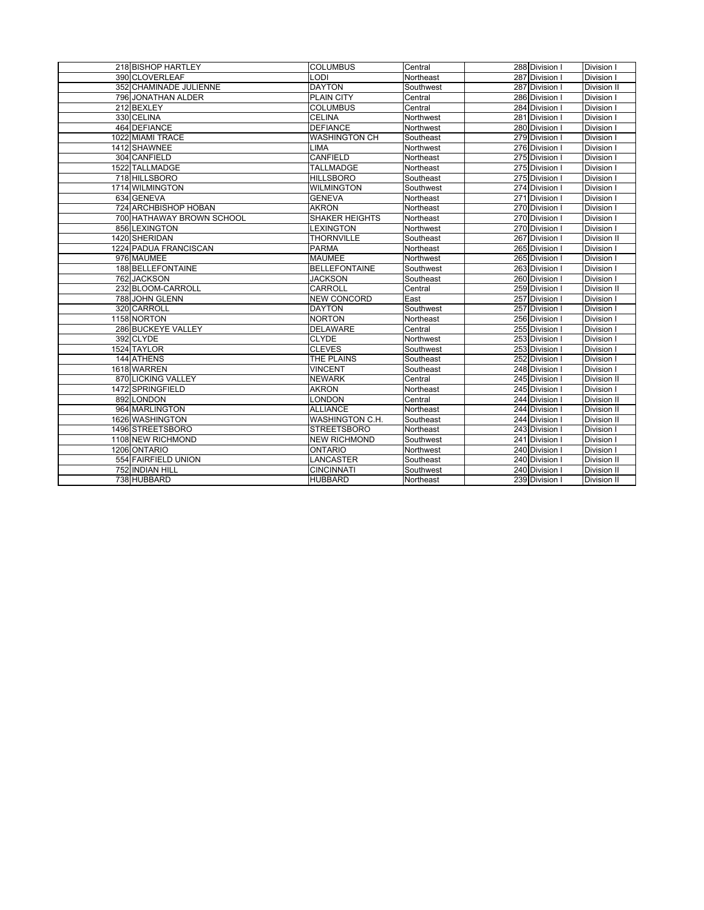| | | | | | | |
|---|---|---|---|---|---|---|
| 218 | BISHOP HARTLEY | COLUMBUS | Central | 288 | Division I | Division I |
| 390 | CLOVERLEAF | LODI | Northeast | 287 | Division I | Division I |
| 352 | CHAMINADE JULIENNE | DAYTON | Southwest | 287 | Division I | Division II |
| 796 | JONATHAN ALDER | PLAIN CITY | Central | 286 | Division I | Division I |
| 212 | BEXLEY | COLUMBUS | Central | 284 | Division I | Division I |
| 330 | CELINA | CELINA | Northwest | 281 | Division I | Division I |
| 464 | DEFIANCE | DEFIANCE | Northwest | 280 | Division I | Division I |
| 1022 | MIAMI TRACE | WASHINGTON CH | Southeast | 279 | Division I | Division I |
| 1412 | SHAWNEE | LIMA | Northwest | 276 | Division I | Division I |
| 304 | CANFIELD | CANFIELD | Northeast | 275 | Division I | Division I |
| 1522 | TALLMADGE | TALLMADGE | Northeast | 275 | Division I | Division I |
| 718 | HILLSBORO | HILLSBORO | Southeast | 275 | Division I | Division I |
| 1714 | WILMINGTON | WILMINGTON | Southwest | 274 | Division I | Division I |
| 634 | GENEVA | GENEVA | Northeast | 271 | Division I | Division I |
| 724 | ARCHBISHOP HOBAN | AKRON | Northeast | 270 | Division I | Division I |
| 700 | HATHAWAY BROWN SCHOOL | SHAKER HEIGHTS | Northeast | 270 | Division I | Division I |
| 856 | LEXINGTON | LEXINGTON | Northwest | 270 | Division I | Division I |
| 1420 | SHERIDAN | THORNVILLE | Southeast | 267 | Division I | Division II |
| 1224 | PADUA FRANCISCAN | PARMA | Northeast | 265 | Division I | Division I |
| 976 | MAUMEE | MAUMEE | Northwest | 265 | Division I | Division I |
| 188 | BELLEFONTAINE | BELLEFONTAINE | Southwest | 263 | Division I | Division I |
| 762 | JACKSON | JACKSON | Southeast | 260 | Division I | Division I |
| 232 | BLOOM-CARROLL | CARROLL | Central | 259 | Division I | Division II |
| 788 | JOHN GLENN | NEW CONCORD | East | 257 | Division I | Division I |
| 320 | CARROLL | DAYTON | Southwest | 257 | Division I | Division I |
| 1158 | NORTON | NORTON | Northeast | 256 | Division I | Division I |
| 286 | BUCKEYE VALLEY | DELAWARE | Central | 255 | Division I | Division I |
| 392 | CLYDE | CLYDE | Northwest | 253 | Division I | Division I |
| 1524 | TAYLOR | CLEVES | Southwest | 253 | Division I | Division I |
| 144 | ATHENS | THE PLAINS | Southeast | 252 | Division I | Division I |
| 1618 | WARREN | VINCENT | Southeast | 248 | Division I | Division I |
| 870 | LICKING VALLEY | NEWARK | Central | 245 | Division I | Division II |
| 1472 | SPRINGFIELD | AKRON | Northeast | 245 | Division I | Division I |
| 892 | LONDON | LONDON | Central | 244 | Division I | Division II |
| 964 | MARLINGTON | ALLIANCE | Northeast | 244 | Division I | Division II |
| 1626 | WASHINGTON | WASHINGTON C.H. | Southeast | 244 | Division I | Division II |
| 1496 | STREETSBORO | STREETSBORO | Northeast | 243 | Division I | Division I |
| 1108 | NEW RICHMOND | NEW RICHMOND | Southwest | 241 | Division I | Division I |
| 1206 | ONTARIO | ONTARIO | Northwest | 240 | Division I | Division I |
| 554 | FAIRFIELD UNION | LANCASTER | Southeast | 240 | Division I | Division II |
| 752 | INDIAN HILL | CINCINNATI | Southwest | 240 | Division I | Division II |
| 738 | HUBBARD | HUBBARD | Northeast | 239 | Division I | Division II |